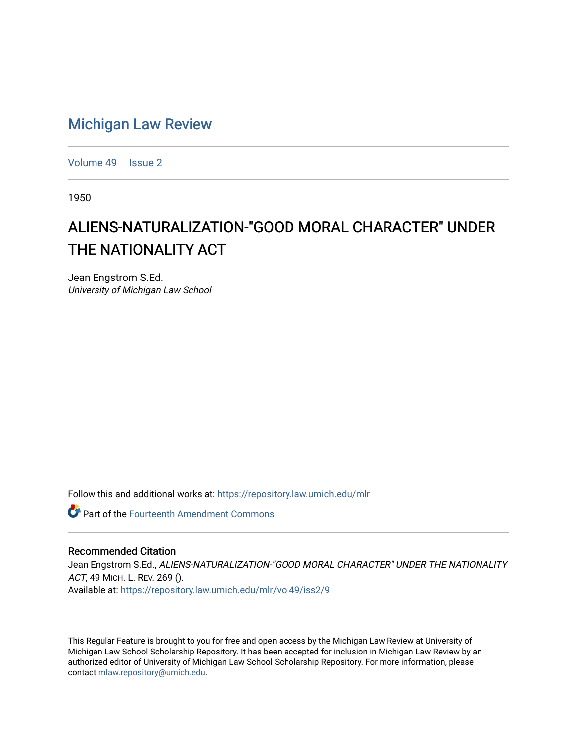# Michigan Law Review

Volume 49 | Issue 2

1950

## ALIENS-NATURALIZATION-"GOOD MORAL CHARACTER" UNDER THE NATIONALITY ACT

Jean Engstrom S.Ed.
*University of Michigan Law School*

Follow this and additional works at: https://repository.law.umich.edu/mlr

Part of the Fourteenth Amendment Commons

### Recommended Citation

Jean Engstrom S.Ed., *ALIENS-NATURALIZATION-"GOOD MORAL CHARACTER" UNDER THE NATIONALITY ACT*, 49 MICH. L. REV. 269 ().
Available at: https://repository.law.umich.edu/mlr/vol49/iss2/9

This Regular Feature is brought to you for free and open access by the Michigan Law Review at University of Michigan Law School Scholarship Repository. It has been accepted for inclusion in Michigan Law Review by an authorized editor of University of Michigan Law School Scholarship Repository. For more information, please contact mlaw.repository@umich.edu.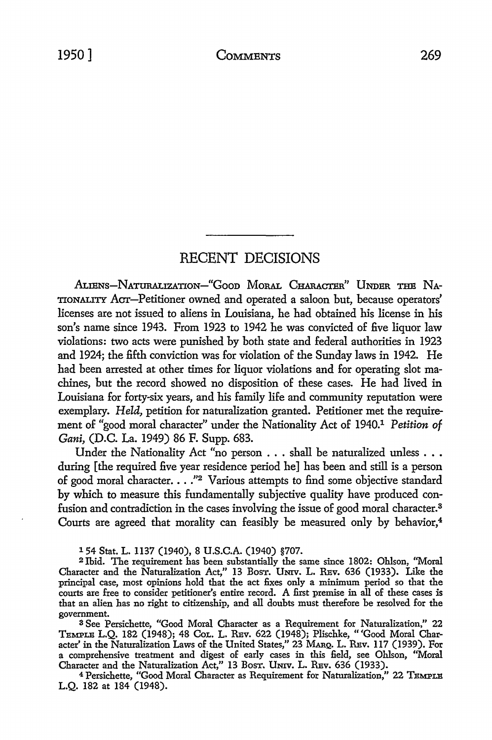# RECENT DECISIONS

ALIENS—NATURALIZATION—"GOOD MORAL CHARACTER" UNDER THE NATIONALITY ACT—Petitioner owned and operated a saloon but, because operators' licenses are not issued to aliens in Louisiana, he had obtained his license in his son's name since 1943. From 1923 to 1942 he was convicted of five liquor law violations: two acts were punished by both state and federal authorities in 1923 and 1924; the fifth conviction was for violation of the Sunday laws in 1942. He had been arrested at other times for liquor violations and for operating slot machines, but the record showed no disposition of these cases. He had lived in Louisiana for forty-six years, and his family life and community reputation were exemplary. *Held,* petition for naturalization granted. Petitioner met the requirement of "good moral character" under the Nationality Act of 1940.[1] *Petition of Gani,* (D.C. La. 1949) 86 F. Supp. 683.

Under the Nationality Act "no person . . . shall be naturalized unless . . . during [the required five year residence period he] has been and still is a person of good moral character. . . ."[2] Various attempts to find some objective standard by which to measure this fundamentally subjective quality have produced confusion and contradiction in the cases involving the issue of good moral character.[3] Courts are agreed that morality can feasibly be measured only by behavior,[4]

---

[1] 54 Stat. L. 1137 (1940), 8 U.S.C.A. (1940) §707.

[2] Ibid. The requirement has been substantially the same since 1802: Ohlson, "Moral Character and the Naturalization Act," 13 BOST. UNIV. L. REV. 636 (1933). Like the principal case, most opinions hold that the act fixes only a minimum period so that the courts are free to consider petitioner's entire record. A first premise in all of these cases is that an alien has no right to citizenship, and all doubts must therefore be resolved for the government.

[3] See Persichette, "Good Moral Character as a Requirement for Naturalization," 22 TEMPLE L.Q. 182 (1948); 48 COL. L. REV. 622 (1948); Plischke, "'Good Moral Character' in the Naturalization Laws of the United States," 23 MARQ. L. REV. 117 (1939). For a comprehensive treatment and digest of early cases in this field, see Ohlson, "Moral Character and the Naturalization Act," 13 BOST. UNIV. L. REV. 636 (1933).

[4] Persichette, "Good Moral Character as Requirement for Naturalization," 22 TEMPLE L.Q. 182 at 184 (1948).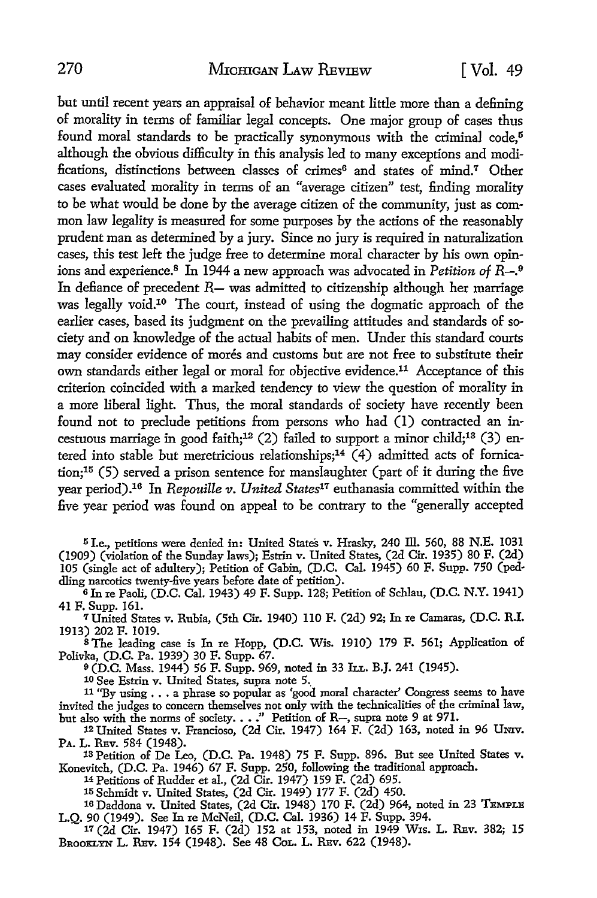but until recent years an appraisal of behavior meant little more than a defining of morality in terms of familiar legal concepts. One major group of cases thus found moral standards to be practically synonymous with the criminal code,[5] although the obvious difficulty in this analysis led to many exceptions and modifications, distinctions between classes of crimes[6] and states of mind.[7] Other cases evaluated morality in terms of an "average citizen" test, finding morality to be what would be done by the average citizen of the community, just as common law legality is measured for some purposes by the actions of the reasonably prudent man as determined by a jury. Since no jury is required in naturalization cases, this test left the judge free to determine moral character by his own opinions and experience.[8] In 1944 a new approach was advocated in *Petition of R—*.[9] In defiance of precedent R— was admitted to citizenship although her marriage was legally void.[10] The court, instead of using the dogmatic approach of the earlier cases, based its judgment on the prevailing attitudes and standards of society and on knowledge of the actual habits of men. Under this standard courts may consider evidence of morés and customs but are not free to substitute their own standards either legal or moral for objective evidence.[11] Acceptance of this criterion coincided with a marked tendency to view the question of morality in a more liberal light. Thus, the moral standards of society have recently been found not to preclude petitions from persons who had (1) contracted an incestuous marriage in good faith;[12] (2) failed to support a minor child;[13] (3) entered into stable but meretricious relationships;[14] (4) admitted acts of fornication;[15] (5) served a prison sentence for manslaughter (part of it during the five year period).[16] In *Repouille v. United States*[17] euthanasia committed within the five year period was found on appeal to be contrary to the "generally accepted

---

[5] I.e., petitions were denied in: United States v. Hrasky, 240 Ill. 560, 88 N.E. 1031 (1909) (violation of the Sunday laws); Estrin v. United States, (2d Cir. 1935) 80 F. (2d) 105 (single act of adultery); Petition of Gabin, (D.C. Cal. 1945) 60 F. Supp. 750 (peddling narcotics twenty-five years before date of petition).

[6] In re Paoli, (D.C. Cal. 1943) 49 F. Supp. 128; Petition of Schlau, (D.C. N.Y. 1941) 41 F. Supp. 161.

[7] United States v. Rubia, (5th Cir. 1940) 110 F. (2d) 92; In re Camaras, (D.C. R.I. 1913) 202 F. 1019.

[8] The leading case is In re Hopp, (D.C. Wis. 1910) 179 F. 561; Application of Polivka, (D.C. Pa. 1939) 30 F. Supp. 67.

[9] (D.C. Mass. 1944) 56 F. Supp. 969, noted in 33 Ill. B.J. 241 (1945).

[10] See Estrin v. United States, supra note 5.

[11] "By using . . . a phrase so popular as 'good moral character' Congress seems to have invited the judges to concern themselves not only with the technicalities of the criminal law, but also with the norms of society. . . ." Petition of R—, supra note 9 at 971.

[12] United States v. Francioso, (2d Cir. 1947) 164 F. (2d) 163, noted in 96 Univ. Pa. L. Rev. 584 (1948).

[13] Petition of De Leo, (D.C. Pa. 1948) 75 F. Supp. 896. But see United States v. Konevitch, (D.C. Pa. 1946) 67 F. Supp. 250, following the traditional approach.

[14] Petitions of Rudder et al., (2d Cir. 1947) 159 F. (2d) 695.

[15] Schmidt v. United States, (2d Cir. 1949) 177 F. (2d) 450.

[16] Daddona v. United States, (2d Cir. 1948) 170 F. (2d) 964, noted in 23 Temple L.Q. 90 (1949). See In re McNeil, (D.C. Cal. 1936) 14 F. Supp. 394.

[17] (2d Cir. 1947) 165 F. (2d) 152 at 153, noted in 1949 Wis. L. Rev. 382; 15 Brooklyn L. Rev. 154 (1948). See 48 Col. L. Rev. 622 (1948).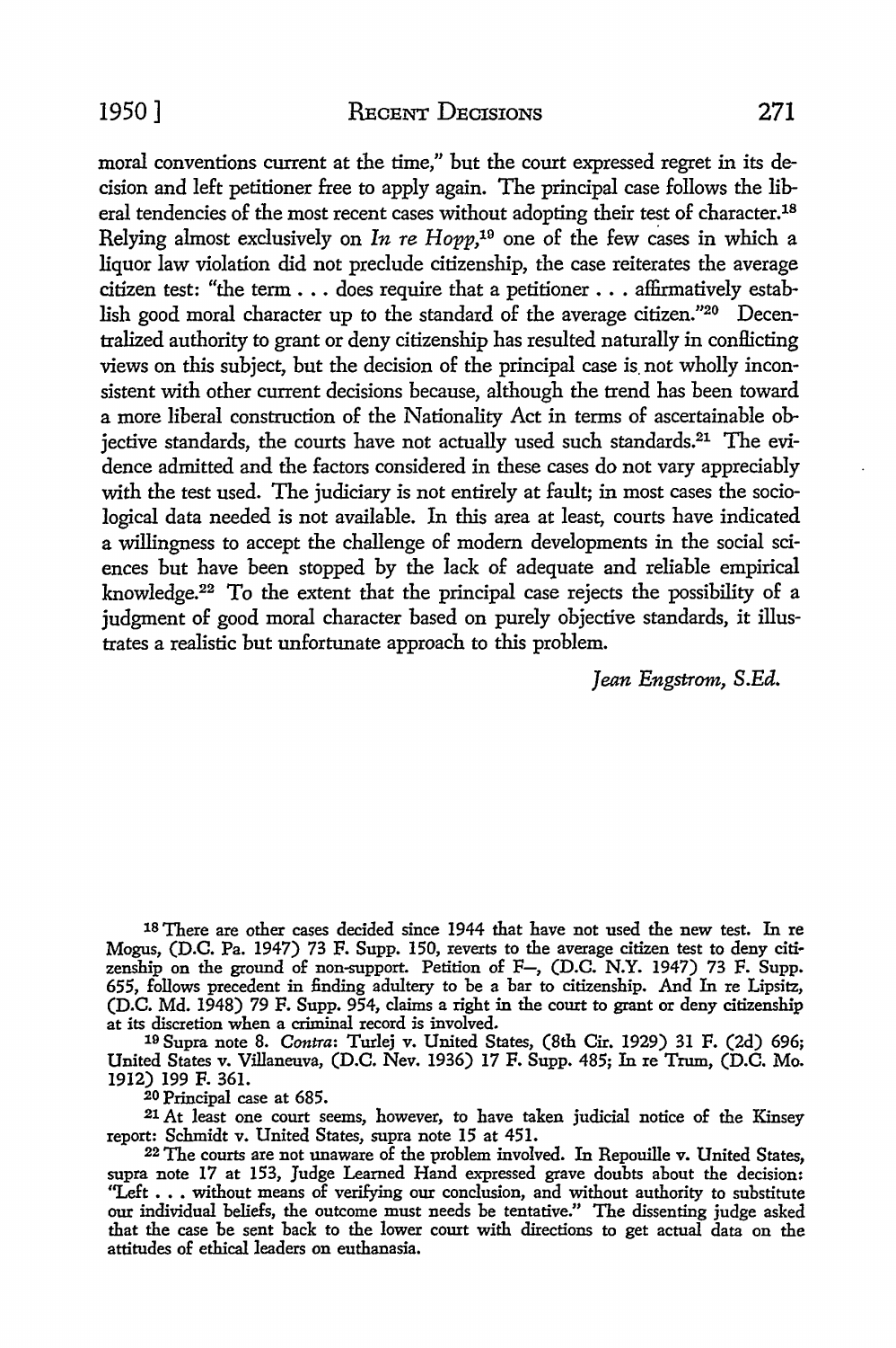moral conventions current at the time," but the court expressed regret in its decision and left petitioner free to apply again. The principal case follows the liberal tendencies of the most recent cases without adopting their test of character.[18] Relying almost exclusively on *In re Hopp*,[19] one of the few cases in which a liquor law violation did not preclude citizenship, the case reiterates the average citizen test: "the term . . . does require that a petitioner . . . affirmatively establish good moral character up to the standard of the average citizen."[20] Decentralized authority to grant or deny citizenship has resulted naturally in conflicting views on this subject, but the decision of the principal case is not wholly inconsistent with other current decisions because, although the trend has been toward a more liberal construction of the Nationality Act in terms of ascertainable objective standards, the courts have not actually used such standards.[21] The evidence admitted and the factors considered in these cases do not vary appreciably with the test used. The judiciary is not entirely at fault; in most cases the sociological data needed is not available. In this area at least, courts have indicated a willingness to accept the challenge of modern developments in the social sciences but have been stopped by the lack of adequate and reliable empirical knowledge.[22] To the extent that the principal case rejects the possibility of a judgment of good moral character based on purely objective standards, it illustrates a realistic but unfortunate approach to this problem.

*Jean Engstrom, S.Ed.*

---

[18] There are other cases decided since 1944 that have not used the new test. In re Mogus, (D.C. Pa. 1947) 73 F. Supp. 150, reverts to the average citizen test to deny citizenship on the ground of non-support. Petition of F—, (D.C. N.Y. 1947) 73 F. Supp. 655, follows precedent in finding adultery to be a bar to citizenship. And In re Lipsitz, (D.C. Md. 1948) 79 F. Supp. 954, claims a right in the court to grant or deny citizenship at its discretion when a criminal record is involved.

[19] Supra note 8. *Contra*: Turlej v. United States, (8th Cir. 1929) 31 F. (2d) 696; United States v. Villaneuva, (D.C. Nev. 1936) 17 F. Supp. 485; In re Trum, (D.C. Mo. 1912) 199 F. 361.

[20] Principal case at 685.

[21] At least one court seems, however, to have taken judicial notice of the Kinsey report: Schmidt v. United States, supra note 15 at 451.

[22] The courts are not unaware of the problem involved. In Repouille v. United States, supra note 17 at 153, Judge Learned Hand expressed grave doubts about the decision: "Left . . . without means of verifying our conclusion, and without authority to substitute our individual beliefs, the outcome must needs be tentative." The dissenting judge asked that the case be sent back to the lower court with directions to get actual data on the attitudes of ethical leaders on euthanasia.